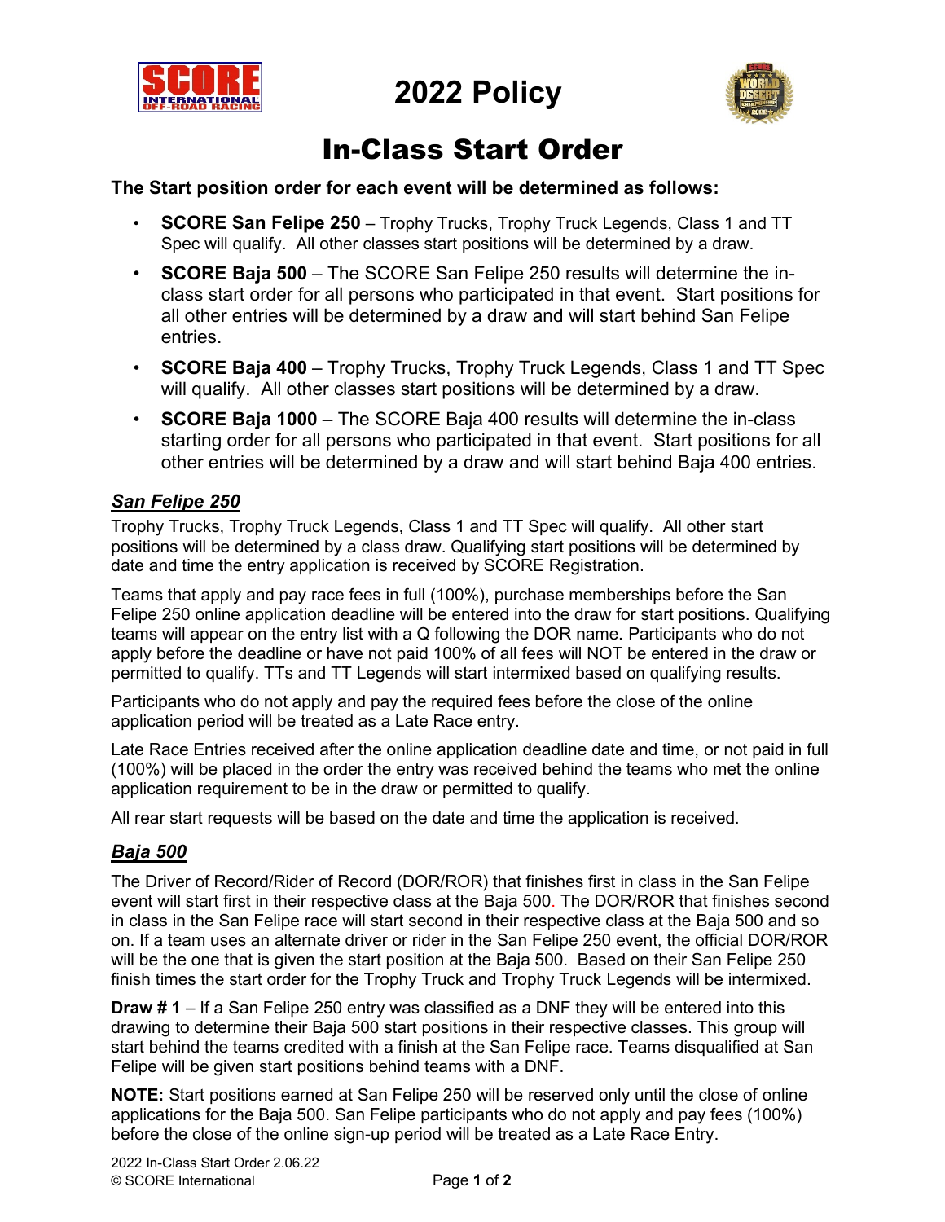# 2022 Policy

# In-Class Start Order

**The Start position order for each event will be determined as follows:**

- **SCORE San Felipe 250** – Trophy Trucks, Trophy Truck Legends, Class 1 and TT Spec will qualify. All other classes start positions will be determined by a draw.
- **SCORE Baja 500** – The SCORE San Felipe 250 results will determine the in-class start order for all persons who participated in that event. Start positions for all other entries will be determined by a draw and will start behind San Felipe entries.
- **SCORE Baja 400** – Trophy Trucks, Trophy Truck Legends, Class 1 and TT Spec will qualify. All other classes start positions will be determined by a draw.
- **SCORE Baja 1000** – The SCORE Baja 400 results will determine the in-class starting order for all persons who participated in that event. Start positions for all other entries will be determined by a draw and will start behind Baja 400 entries.

## *San Felipe 250*

Trophy Trucks, Trophy Truck Legends, Class 1 and TT Spec will qualify. All other start positions will be determined by a class draw. Qualifying start positions will be determined by date and time the entry application is received by SCORE Registration.

Teams that apply and pay race fees in full (100%), purchase memberships before the San Felipe 250 online application deadline will be entered into the draw for start positions. Qualifying teams will appear on the entry list with a Q following the DOR name. Participants who do not apply before the deadline or have not paid 100% of all fees will NOT be entered in the draw or permitted to qualify. TTs and TT Legends will start intermixed based on qualifying results.

Participants who do not apply and pay the required fees before the close of the online application period will be treated as a Late Race entry.

Late Race Entries received after the online application deadline date and time, or not paid in full (100%) will be placed in the order the entry was received behind the teams who met the online application requirement to be in the draw or permitted to qualify.

All rear start requests will be based on the date and time the application is received.

## *Baja 500*

The Driver of Record/Rider of Record (DOR/ROR) that finishes first in class in the San Felipe event will start first in their respective class at the Baja 500. The DOR/ROR that finishes second in class in the San Felipe race will start second in their respective class at the Baja 500 and so on. If a team uses an alternate driver or rider in the San Felipe 250 event, the official DOR/ROR will be the one that is given the start position at the Baja 500. Based on their San Felipe 250 finish times the start order for the Trophy Truck and Trophy Truck Legends will be intermixed.

**Draw # 1** – If a San Felipe 250 entry was classified as a DNF they will be entered into this drawing to determine their Baja 500 start positions in their respective classes. This group will start behind the teams credited with a finish at the San Felipe race. Teams disqualified at San Felipe will be given start positions behind teams with a DNF.

**NOTE:** Start positions earned at San Felipe 250 will be reserved only until the close of online applications for the Baja 500. San Felipe participants who do not apply and pay fees (100%) before the close of the online sign-up period will be treated as a Late Race Entry.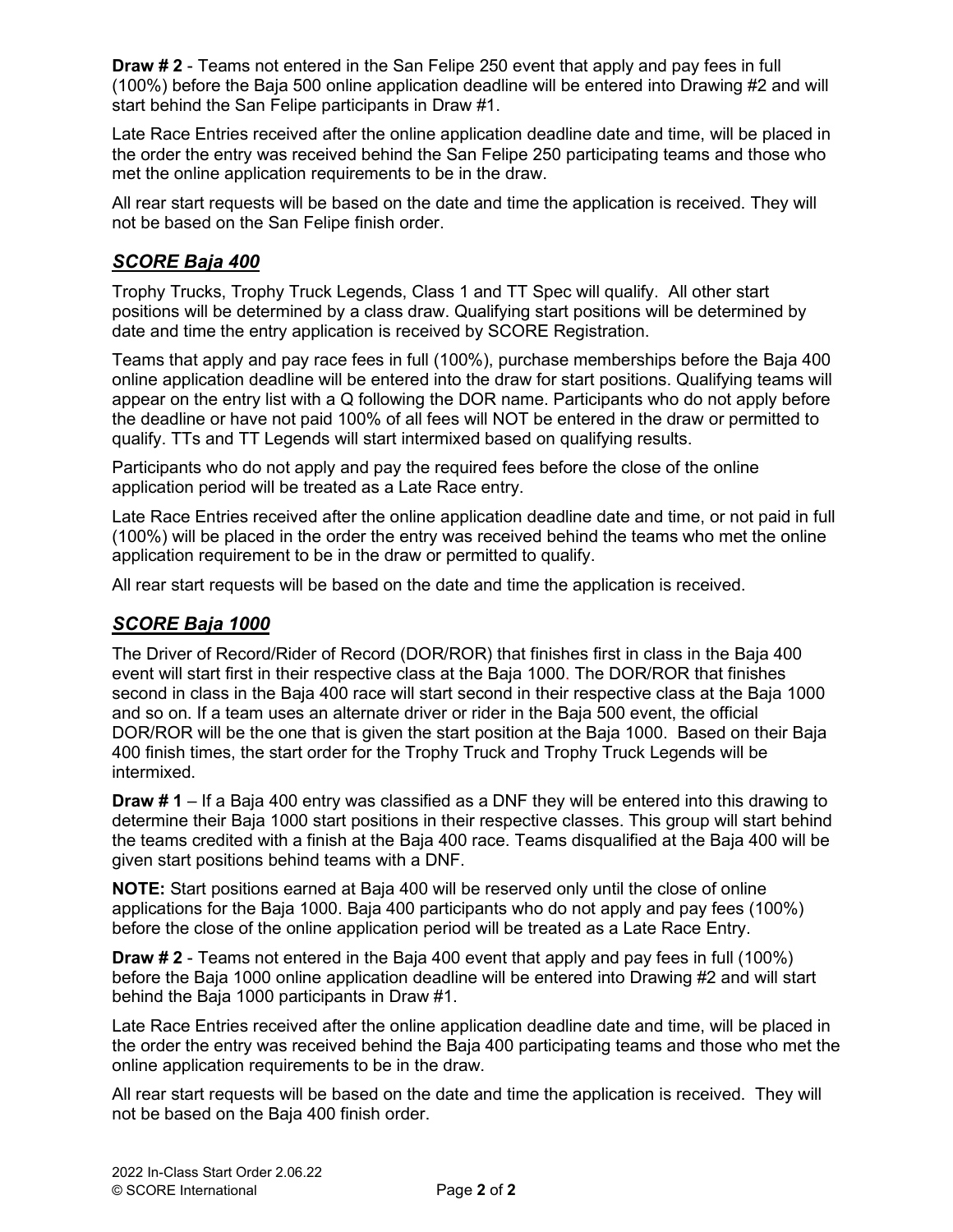**Draw # 2** - Teams not entered in the San Felipe 250 event that apply and pay fees in full (100%) before the Baja 500 online application deadline will be entered into Drawing #2 and will start behind the San Felipe participants in Draw #1.

Late Race Entries received after the online application deadline date and time, will be placed in the order the entry was received behind the San Felipe 250 participating teams and those who met the online application requirements to be in the draw.

All rear start requests will be based on the date and time the application is received. They will not be based on the San Felipe finish order.

## ***SCORE Baja 400***

Trophy Trucks, Trophy Truck Legends, Class 1 and TT Spec will qualify. All other start positions will be determined by a class draw. Qualifying start positions will be determined by date and time the entry application is received by SCORE Registration.

Teams that apply and pay race fees in full (100%), purchase memberships before the Baja 400 online application deadline will be entered into the draw for start positions. Qualifying teams will appear on the entry list with a Q following the DOR name. Participants who do not apply before the deadline or have not paid 100% of all fees will NOT be entered in the draw or permitted to qualify. TTs and TT Legends will start intermixed based on qualifying results.

Participants who do not apply and pay the required fees before the close of the online application period will be treated as a Late Race entry.

Late Race Entries received after the online application deadline date and time, or not paid in full (100%) will be placed in the order the entry was received behind the teams who met the online application requirement to be in the draw or permitted to qualify.

All rear start requests will be based on the date and time the application is received.

## ***SCORE Baja 1000***

The Driver of Record/Rider of Record (DOR/ROR) that finishes first in class in the Baja 400 event will start first in their respective class at the Baja 1000. The DOR/ROR that finishes second in class in the Baja 400 race will start second in their respective class at the Baja 1000 and so on. If a team uses an alternate driver or rider in the Baja 500 event, the official DOR/ROR will be the one that is given the start position at the Baja 1000. Based on their Baja 400 finish times, the start order for the Trophy Truck and Trophy Truck Legends will be intermixed.

**Draw # 1** – If a Baja 400 entry was classified as a DNF they will be entered into this drawing to determine their Baja 1000 start positions in their respective classes. This group will start behind the teams credited with a finish at the Baja 400 race. Teams disqualified at the Baja 400 will be given start positions behind teams with a DNF.

**NOTE:** Start positions earned at Baja 400 will be reserved only until the close of online applications for the Baja 1000. Baja 400 participants who do not apply and pay fees (100%) before the close of the online application period will be treated as a Late Race Entry.

**Draw # 2** - Teams not entered in the Baja 400 event that apply and pay fees in full (100%) before the Baja 1000 online application deadline will be entered into Drawing #2 and will start behind the Baja 1000 participants in Draw #1.

Late Race Entries received after the online application deadline date and time, will be placed in the order the entry was received behind the Baja 400 participating teams and those who met the online application requirements to be in the draw.

All rear start requests will be based on the date and time the application is received. They will not be based on the Baja 400 finish order.

2022 In-Class Start Order 2.06.22
© SCORE International